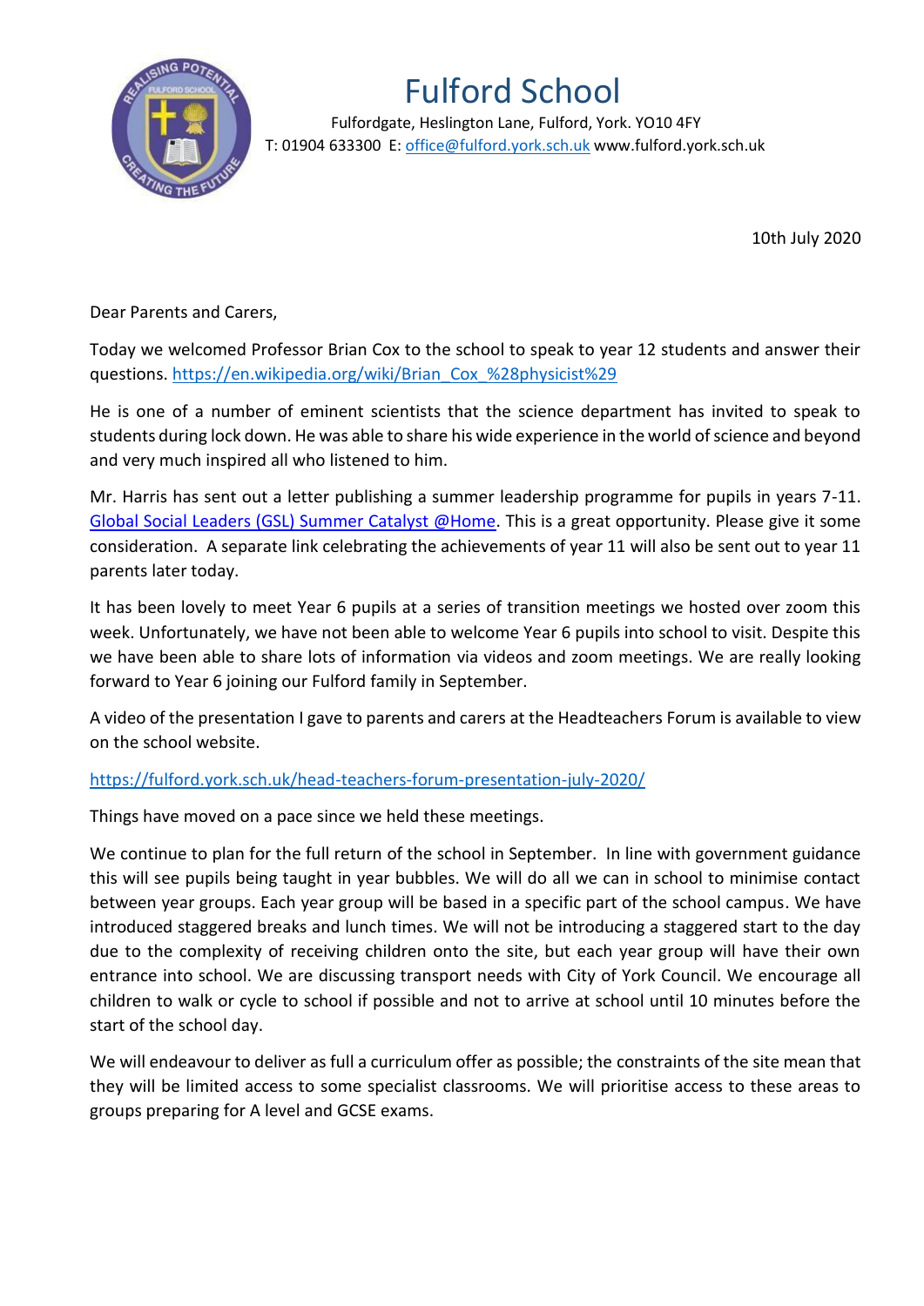# Fulford School

Fulfordgate, Heslington Lane, Fulford, York. YO10 4FY
T: 01904 633300 E: office@fulford.york.sch.uk www.fulford.york.sch.uk

10th July 2020

Dear Parents and Carers,

Today we welcomed Professor Brian Cox to the school to speak to year 12 students and answer their questions. https://en.wikipedia.org/wiki/Brian_Cox_%28physicist%29

He is one of a number of eminent scientists that the science department has invited to speak to students during lock down. He was able to share his wide experience in the world of science and beyond and very much inspired all who listened to him.

Mr. Harris has sent out a letter publishing a summer leadership programme for pupils in years 7-11. Global Social Leaders (GSL) Summer Catalyst @Home. This is a great opportunity. Please give it some consideration. A separate link celebrating the achievements of year 11 will also be sent out to year 11 parents later today.

It has been lovely to meet Year 6 pupils at a series of transition meetings we hosted over zoom this week. Unfortunately, we have not been able to welcome Year 6 pupils into school to visit. Despite this we have been able to share lots of information via videos and zoom meetings. We are really looking forward to Year 6 joining our Fulford family in September.

A video of the presentation I gave to parents and carers at the Headteachers Forum is available to view on the school website.

https://fulford.york.sch.uk/head-teachers-forum-presentation-july-2020/

Things have moved on a pace since we held these meetings.

We continue to plan for the full return of the school in September. In line with government guidance this will see pupils being taught in year bubbles. We will do all we can in school to minimise contact between year groups. Each year group will be based in a specific part of the school campus. We have introduced staggered breaks and lunch times. We will not be introducing a staggered start to the day due to the complexity of receiving children onto the site, but each year group will have their own entrance into school. We are discussing transport needs with City of York Council. We encourage all children to walk or cycle to school if possible and not to arrive at school until 10 minutes before the start of the school day.

We will endeavour to deliver as full a curriculum offer as possible; the constraints of the site mean that they will be limited access to some specialist classrooms. We will prioritise access to these areas to groups preparing for A level and GCSE exams.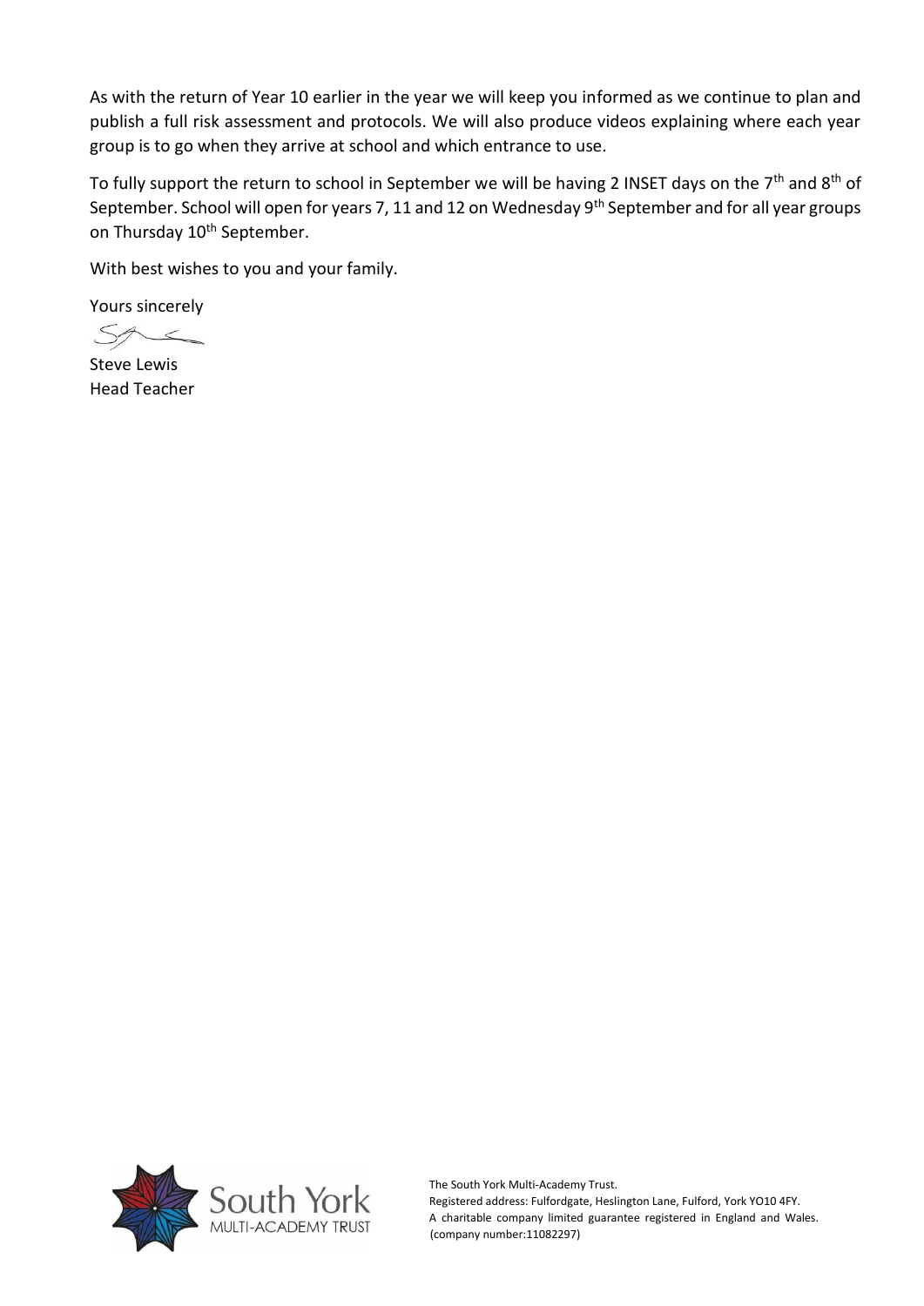As with the return of Year 10 earlier in the year we will keep you informed as we continue to plan and publish a full risk assessment and protocols. We will also produce videos explaining where each year group is to go when they arrive at school and which entrance to use.

To fully support the return to school in September we will be having 2 INSET days on the 7th and 8th of September. School will open for years 7, 11 and 12 on Wednesday 9th September and for all year groups on Thursday 10th September.

With best wishes to you and your family.

Yours sincerely

Steve Lewis
Head Teacher

South York MULTI-ACADEMY TRUST

The South York Multi-Academy Trust.
Registered address: Fulfordgate, Heslington Lane, Fulford, York YO10 4FY.
A charitable company limited guarantee registered in England and Wales.
(company number:11082297)